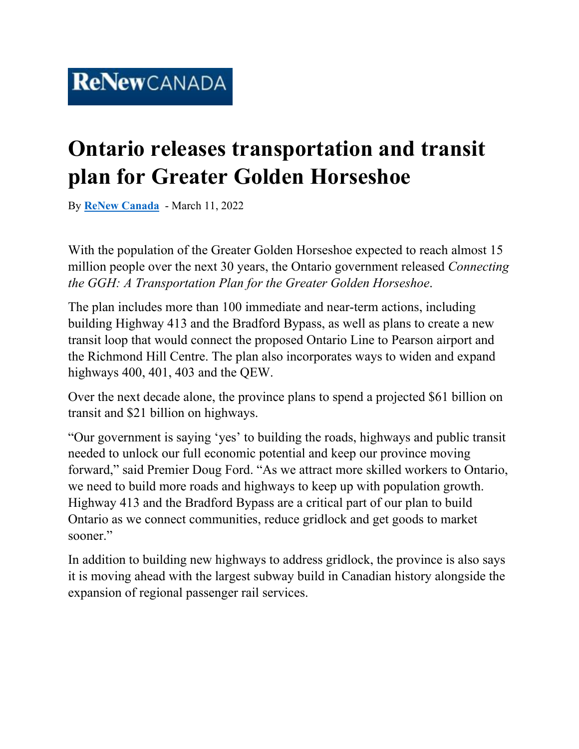ReNewCANADA

# Ontario releases transportation and transit plan for Greater Golden Horseshoe

By **ReNew Canada** - March 11, 2022

With the population of the Greater Golden Horseshoe expected to reach almost 15 million people over the next 30 years, the Ontario government released *Connecting the GGH: A Transportation Plan for the Greater Golden Horseshoe*.

The plan includes more than 100 immediate and near-term actions, including building Highway 413 and the Bradford Bypass, as well as plans to create a new transit loop that would connect the proposed Ontario Line to Pearson airport and the Richmond Hill Centre. The plan also incorporates ways to widen and expand highways 400, 401, 403 and the QEW.

Over the next decade alone, the province plans to spend a projected $61 billion on transit and $21 billion on highways.

"Our government is saying 'yes' to building the roads, highways and public transit needed to unlock our full economic potential and keep our province moving forward," said Premier Doug Ford. "As we attract more skilled workers to Ontario, we need to build more roads and highways to keep up with population growth. Highway 413 and the Bradford Bypass are a critical part of our plan to build Ontario as we connect communities, reduce gridlock and get goods to market sooner."

In addition to building new highways to address gridlock, the province is also says it is moving ahead with the largest subway build in Canadian history alongside the expansion of regional passenger rail services.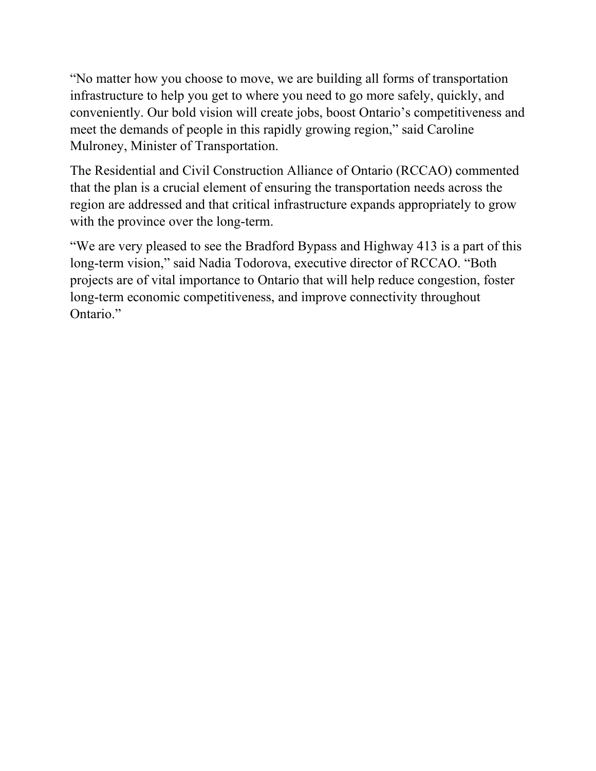“No matter how you choose to move, we are building all forms of transportation infrastructure to help you get to where you need to go more safely, quickly, and conveniently. Our bold vision will create jobs, boost Ontario’s competitiveness and meet the demands of people in this rapidly growing region,” said Caroline Mulroney, Minister of Transportation.

The Residential and Civil Construction Alliance of Ontario (RCCAO) commented that the plan is a crucial element of ensuring the transportation needs across the region are addressed and that critical infrastructure expands appropriately to grow with the province over the long-term.

“We are very pleased to see the Bradford Bypass and Highway 413 is a part of this long-term vision,” said Nadia Todorova, executive director of RCCAO. “Both projects are of vital importance to Ontario that will help reduce congestion, foster long-term economic competitiveness, and improve connectivity throughout Ontario.”